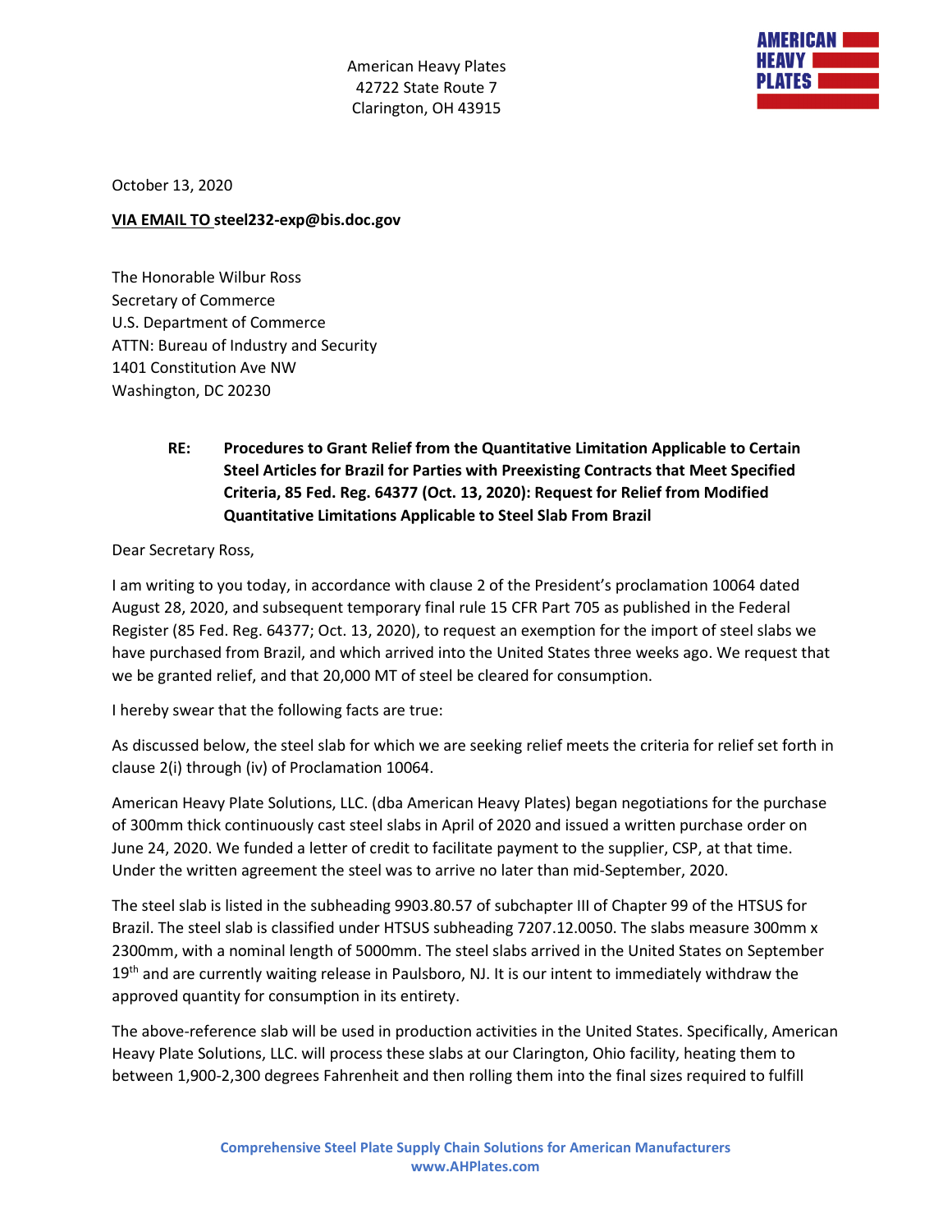American Heavy Plates
42722 State Route 7
Clarington, OH 43915

AMERICAN HEAVY PLATES

October 13, 2020

**VIA EMAIL TO steel232-exp@bis.doc.gov**

The Honorable Wilbur Ross
Secretary of Commerce
U.S. Department of Commerce
ATTN: Bureau of Industry and Security
1401 Constitution Ave NW
Washington, DC 20230

**RE: Procedures to Grant Relief from the Quantitative Limitation Applicable to Certain Steel Articles for Brazil for Parties with Preexisting Contracts that Meet Specified Criteria, 85 Fed. Reg. 64377 (Oct. 13, 2020): Request for Relief from Modified Quantitative Limitations Applicable to Steel Slab From Brazil**

Dear Secretary Ross,

I am writing to you today, in accordance with clause 2 of the President's proclamation 10064 dated August 28, 2020, and subsequent temporary final rule 15 CFR Part 705 as published in the Federal Register (85 Fed. Reg. 64377; Oct. 13, 2020), to request an exemption for the import of steel slabs we have purchased from Brazil, and which arrived into the United States three weeks ago. We request that we be granted relief, and that 20,000 MT of steel be cleared for consumption.

I hereby swear that the following facts are true:

As discussed below, the steel slab for which we are seeking relief meets the criteria for relief set forth in clause 2(i) through (iv) of Proclamation 10064.

American Heavy Plate Solutions, LLC. (dba American Heavy Plates) began negotiations for the purchase of 300mm thick continuously cast steel slabs in April of 2020 and issued a written purchase order on June 24, 2020. We funded a letter of credit to facilitate payment to the supplier, CSP, at that time. Under the written agreement the steel was to arrive no later than mid-September, 2020.

The steel slab is listed in the subheading 9903.80.57 of subchapter III of Chapter 99 of the HTSUS for Brazil. The steel slab is classified under HTSUS subheading 7207.12.0050. The slabs measure 300mm x 2300mm, with a nominal length of 5000mm. The steel slabs arrived in the United States on September 19th and are currently waiting release in Paulsboro, NJ. It is our intent to immediately withdraw the approved quantity for consumption in its entirety.

The above-reference slab will be used in production activities in the United States. Specifically, American Heavy Plate Solutions, LLC. will process these slabs at our Clarington, Ohio facility, heating them to between 1,900-2,300 degrees Fahrenheit and then rolling them into the final sizes required to fulfill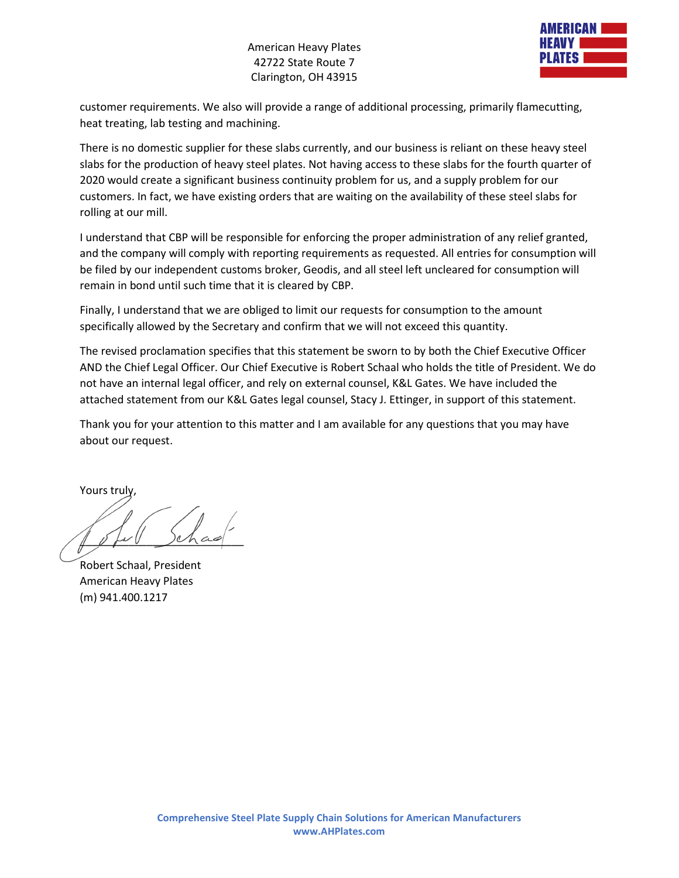customer requirements. We also will provide a range of additional processing, primarily flamecutting, heat treating, lab testing and machining.

There is no domestic supplier for these slabs currently, and our business is reliant on these heavy steel slabs for the production of heavy steel plates. Not having access to these slabs for the fourth quarter of 2020 would create a significant business continuity problem for us, and a supply problem for our customers. In fact, we have existing orders that are waiting on the availability of these steel slabs for rolling at our mill.

I understand that CBP will be responsible for enforcing the proper administration of any relief granted, and the company will comply with reporting requirements as requested. All entries for consumption will be filed by our independent customs broker, Geodis, and all steel left uncleared for consumption will remain in bond until such time that it is cleared by CBP.

Finally, I understand that we are obliged to limit our requests for consumption to the amount specifically allowed by the Secretary and confirm that we will not exceed this quantity.

The revised proclamation specifies that this statement be sworn to by both the Chief Executive Officer AND the Chief Legal Officer. Our Chief Executive is Robert Schaal who holds the title of President. We do not have an internal legal officer, and rely on external counsel, K&L Gates. We have included the attached statement from our K&L Gates legal counsel, Stacy J. Ettinger, in support of this statement.

Thank you for your attention to this matter and I am available for any questions that you may have about our request.

Yours truly,

Robert Schaal, President
American Heavy Plates
(m) 941.400.1217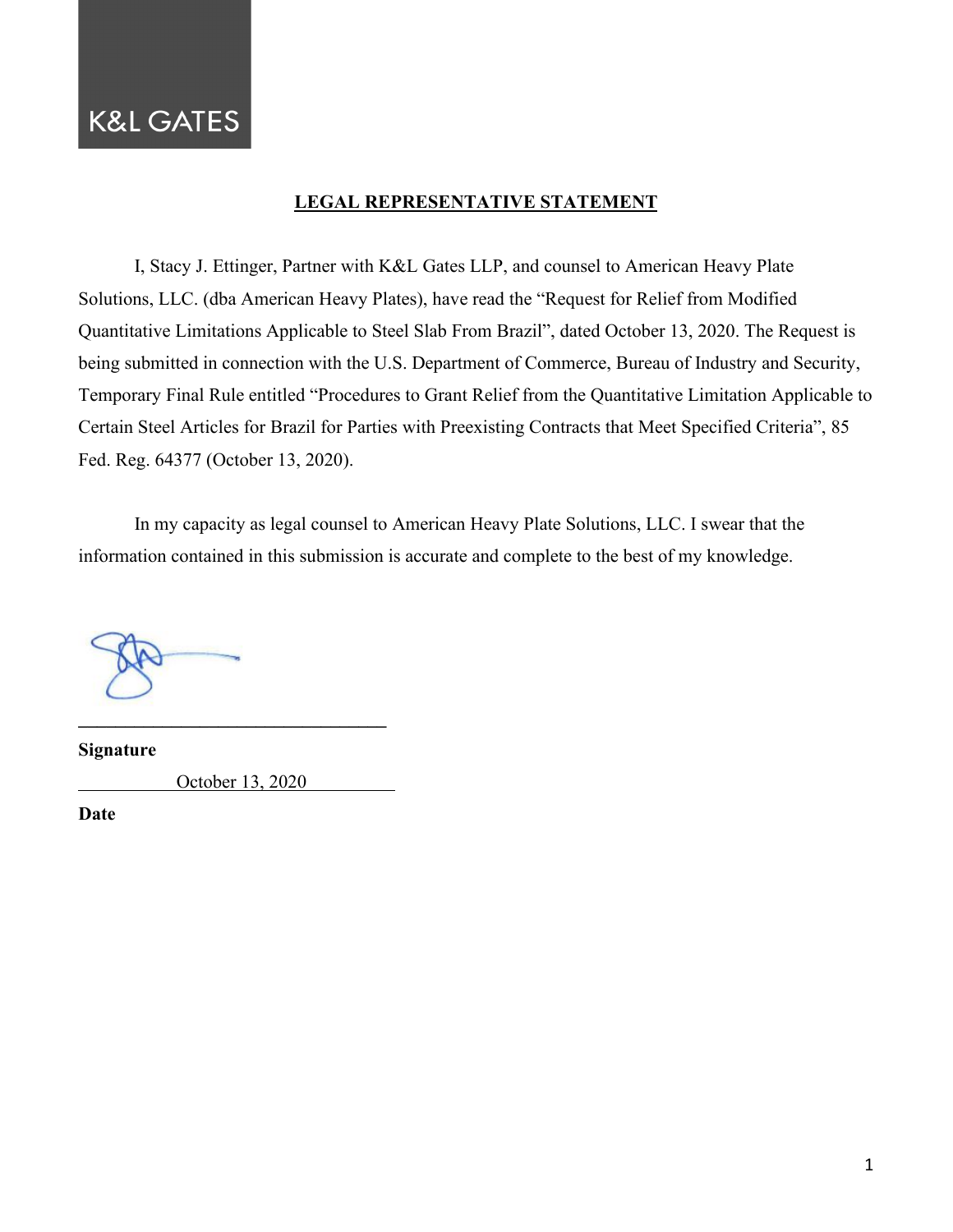K&L GATES

# LEGAL REPRESENTATIVE STATEMENT

I, Stacy J. Ettinger, Partner with K&L Gates LLP, and counsel to American Heavy Plate Solutions, LLC. (dba American Heavy Plates), have read the "Request for Relief from Modified Quantitative Limitations Applicable to Steel Slab From Brazil", dated October 13, 2020. The Request is being submitted in connection with the U.S. Department of Commerce, Bureau of Industry and Security, Temporary Final Rule entitled "Procedures to Grant Relief from the Quantitative Limitation Applicable to Certain Steel Articles for Brazil for Parties with Preexisting Contracts that Meet Specified Criteria", 85 Fed. Reg. 64377 (October 13, 2020).

In my capacity as legal counsel to American Heavy Plate Solutions, LLC. I swear that the information contained in this submission is accurate and complete to the best of my knowledge.

\_\_\_\_\_\_\_\_\_\_\_\_\_\_\_\_\_\_\_\_\_\_\_\_\_\_\_\_\_\_\_\_

**Signature**

October 13, 2020

**Date**